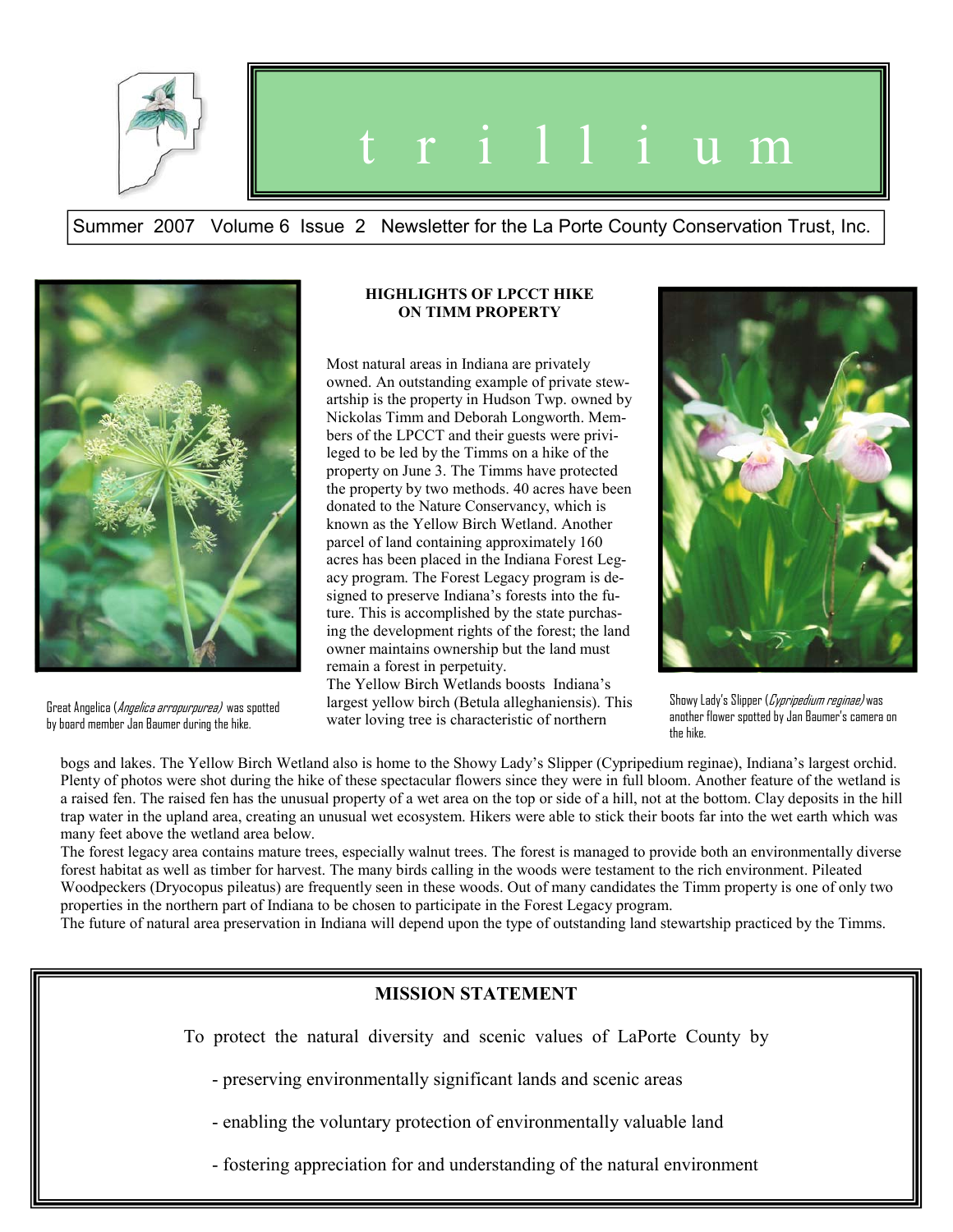# t r i l l i u m

Summer 2007 Volume 6 Issue 2 Newsletter for the La Porte County Conservation Trust, Inc.

Great Angelica (*Angelica arropurpurea)* was spotted by board member Jan Baumer during the hike.

## HIGHLIGHTS OF LPCCT HIKE ON TIMM PROPERTY

Most natural areas in Indiana are privately owned. An outstanding example of private stewartship is the property in Hudson Twp. owned by Nickolas Timm and Deborah Longworth. Members of the LPCCT and their guests were privileged to be led by the Timms on a hike of the property on June 3. The Timms have protected the property by two methods. 40 acres have been donated to the Nature Conservancy, which is known as the Yellow Birch Wetland. Another parcel of land containing approximately 160 acres has been placed in the Indiana Forest Legacy program. The Forest Legacy program is designed to preserve Indiana's forests into the future. This is accomplished by the state purchasing the development rights of the forest; the land owner maintains ownership but the land must remain a forest in perpetuity.

The Yellow Birch Wetlands boosts Indiana's largest yellow birch (Betula alleghaniensis). This water loving tree is characteristic of northern bogs and lakes. The Yellow Birch Wetland also is home to the Showy Lady's Slipper (Cypripedium reginae), Indiana's largest orchid. Plenty of photos were shot during the hike of these spectacular flowers since they were in full bloom. Another feature of the wetland is a raised fen. The raised fen has the unusual property of a wet area on the top or side of a hill, not at the bottom. Clay deposits in the hill trap water in the upland area, creating an unusual wet ecosystem. Hikers were able to stick their boots far into the wet earth which was many feet above the wetland area below.

The forest legacy area contains mature trees, especially walnut trees. The forest is managed to provide both an environmentally diverse forest habitat as well as timber for harvest. The many birds calling in the woods were testament to the rich environment. Pileated Woodpeckers (Dryocopus pileatus) are frequently seen in these woods. Out of many candidates the Timm property is one of only two properties in the northern part of Indiana to be chosen to participate in the Forest Legacy program.

The future of natural area preservation in Indiana will depend upon the type of outstanding land stewartship practiced by the Timms.

Showy Lady's Slipper (*Cypripedium reginae)* was another flower spotted by Jan Baumer's camera on the hike.

## MISSION STATEMENT

To protect the natural diversity and scenic values of LaPorte County by

- preserving environmentally significant lands and scenic areas
- enabling the voluntary protection of environmentally valuable land
- fostering appreciation for and understanding of the natural environment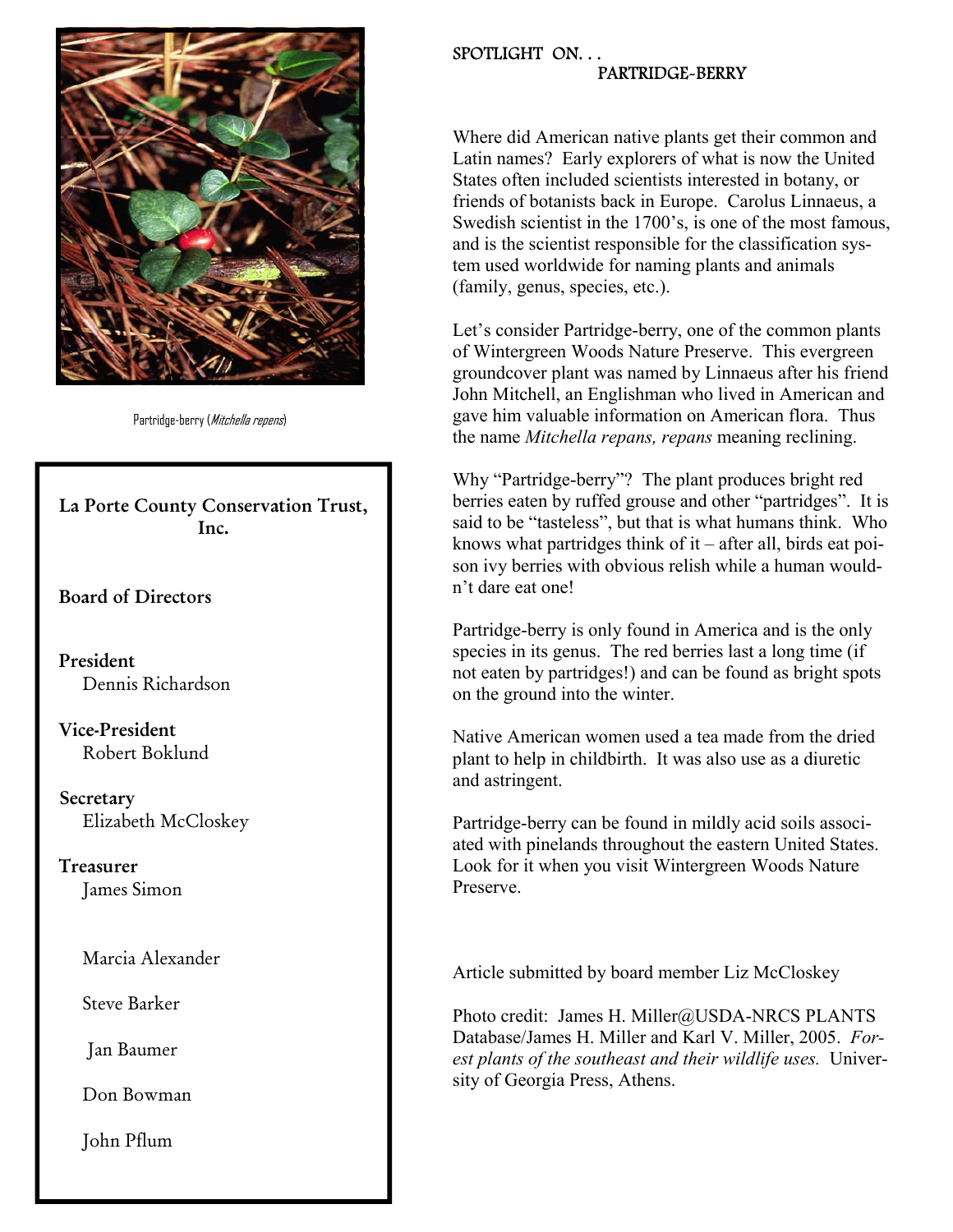Partridge-berry (*Mitchella repens*)

**La Porte County Conservation Trust, Inc.**

**Board of Directors**

**President**
Dennis Richardson

**Vice-President**
Robert Boklund

**Secretary**
Elizabeth McCloskey

**Treasurer**
James Simon

Marcia Alexander

Steve Barker

Jan Baumer

Don Bowman

John Pflum

## SPOTLIGHT ON. . . PARTRIDGE-BERRY

Where did American native plants get their common and Latin names? Early explorers of what is now the United States often included scientists interested in botany, or friends of botanists back in Europe. Carolus Linnaeus, a Swedish scientist in the 1700's, is one of the most famous, and is the scientist responsible for the classification system used worldwide for naming plants and animals (family, genus, species, etc.).

Let's consider Partridge-berry, one of the common plants of Wintergreen Woods Nature Preserve. This evergreen groundcover plant was named by Linnaeus after his friend John Mitchell, an Englishman who lived in American and gave him valuable information on American flora. Thus the name *Mitchella repans, repans* meaning reclining.

Why "Partridge-berry"? The plant produces bright red berries eaten by ruffed grouse and other "partridges". It is said to be "tasteless", but that is what humans think. Who knows what partridges think of it – after all, birds eat poison ivy berries with obvious relish while a human wouldn't dare eat one!

Partridge-berry is only found in America and is the only species in its genus. The red berries last a long time (if not eaten by partridges!) and can be found as bright spots on the ground into the winter.

Native American women used a tea made from the dried plant to help in childbirth. It was also use as a diuretic and astringent.

Partridge-berry can be found in mildly acid soils associated with pinelands throughout the eastern United States. Look for it when you visit Wintergreen Woods Nature Preserve.

Article submitted by board member Liz McCloskey

Photo credit: James H. Miller@USDA-NRCS PLANTS Database/James H. Miller and Karl V. Miller, 2005. *Forest plants of the southeast and their wildlife uses.* University of Georgia Press, Athens.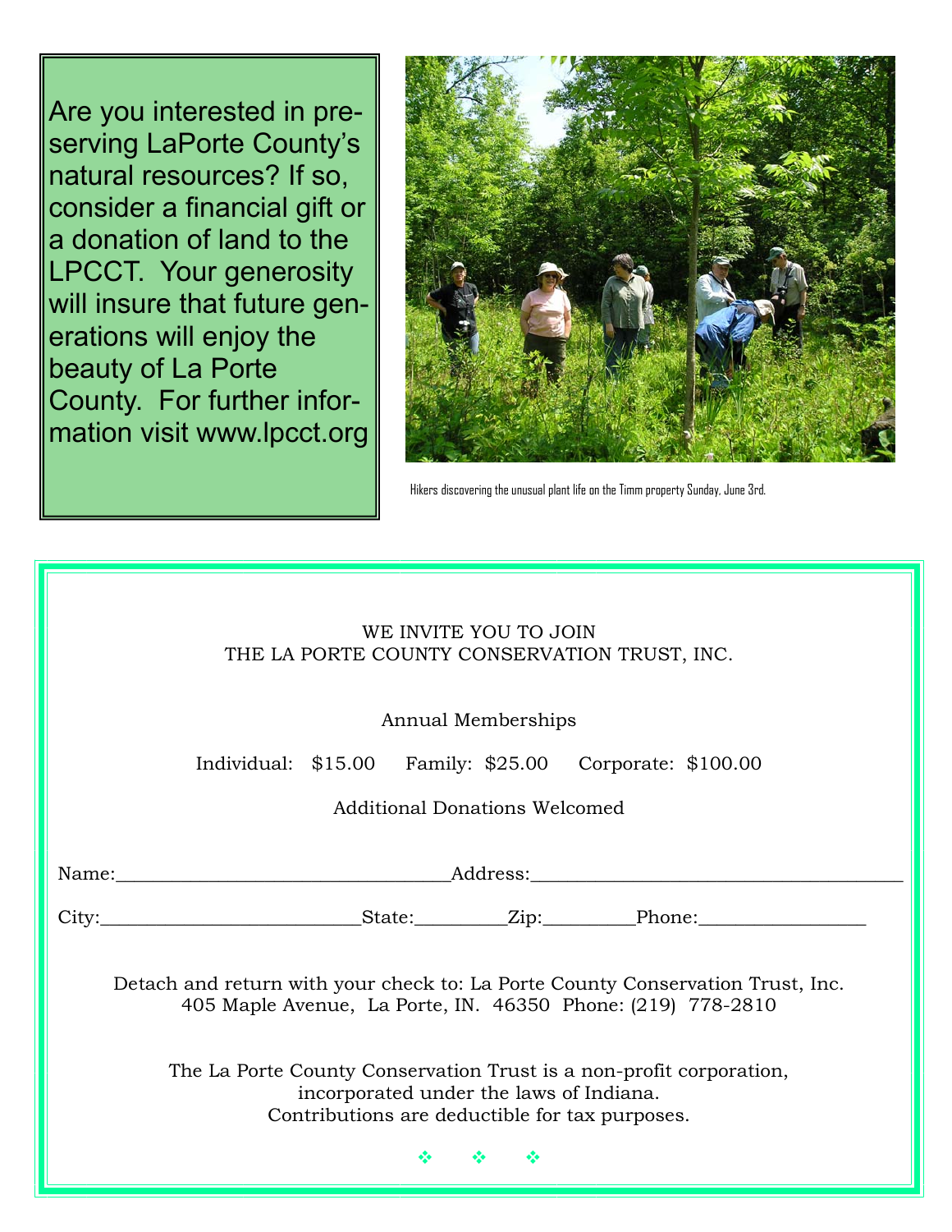Are you interested in preserving LaPorte County's natural resources? If so, consider a financial gift or a donation of land to the LPCCT. Your generosity will insure that future generations will enjoy the beauty of La Porte County. For further information visit www.lpcct.org

Hikers discovering the unusual plant life on the Timm property Sunday, June 3rd.

WE INVITE YOU TO JOIN
THE LA PORTE COUNTY CONSERVATION TRUST, INC.

Annual Memberships

Individual: $15.00 Family: $25.00 Corporate: $100.00

Additional Donations Welcomed

Name:_________________________________Address:_____________________________________

City:__________________________State:_________Zip:_________Phone:_________________

Detach and return with your check to: La Porte County Conservation Trust, Inc.
405 Maple Avenue, La Porte, IN. 46350 Phone: (219) 778-2810

The La Porte County Conservation Trust is a non-profit corporation,
incorporated under the laws of Indiana.
Contributions are deductible for tax purposes.

❖ ❖ ❖